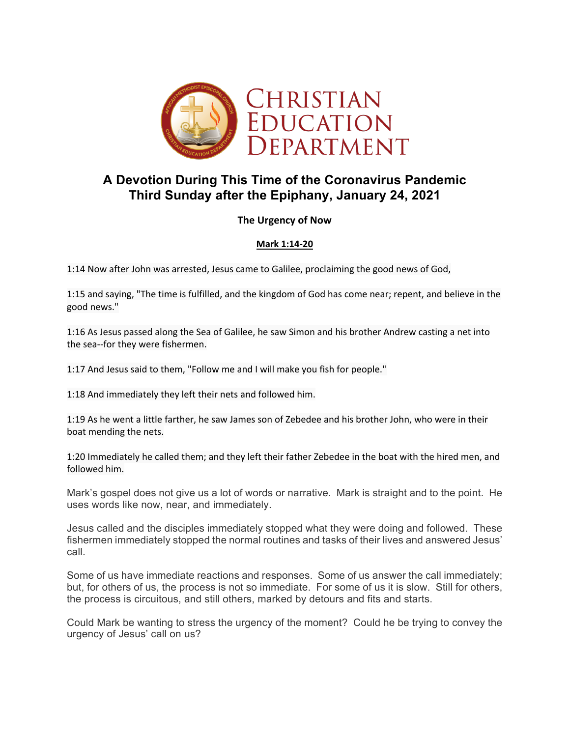# Christian Education Department

## A Devotion During This Time of the Coronavirus Pandemic
## Third Sunday after the Epiphany, January 24, 2021

### The Urgency of Now

**Mark 1:14-20**

1:14 Now after John was arrested, Jesus came to Galilee, proclaiming the good news of God,

1:15 and saying, "The time is fulfilled, and the kingdom of God has come near; repent, and believe in the good news."

1:16 As Jesus passed along the Sea of Galilee, he saw Simon and his brother Andrew casting a net into the sea--for they were fishermen.

1:17 And Jesus said to them, "Follow me and I will make you fish for people."

1:18 And immediately they left their nets and followed him.

1:19 As he went a little farther, he saw James son of Zebedee and his brother John, who were in their boat mending the nets.

1:20 Immediately he called them; and they left their father Zebedee in the boat with the hired men, and followed him.

Mark's gospel does not give us a lot of words or narrative. Mark is straight and to the point. He uses words like now, near, and immediately.

Jesus called and the disciples immediately stopped what they were doing and followed. These fishermen immediately stopped the normal routines and tasks of their lives and answered Jesus' call.

Some of us have immediate reactions and responses. Some of us answer the call immediately; but, for others of us, the process is not so immediate. For some of us it is slow. Still for others, the process is circuitous, and still others, marked by detours and fits and starts.

Could Mark be wanting to stress the urgency of the moment? Could he be trying to convey the urgency of Jesus' call on us?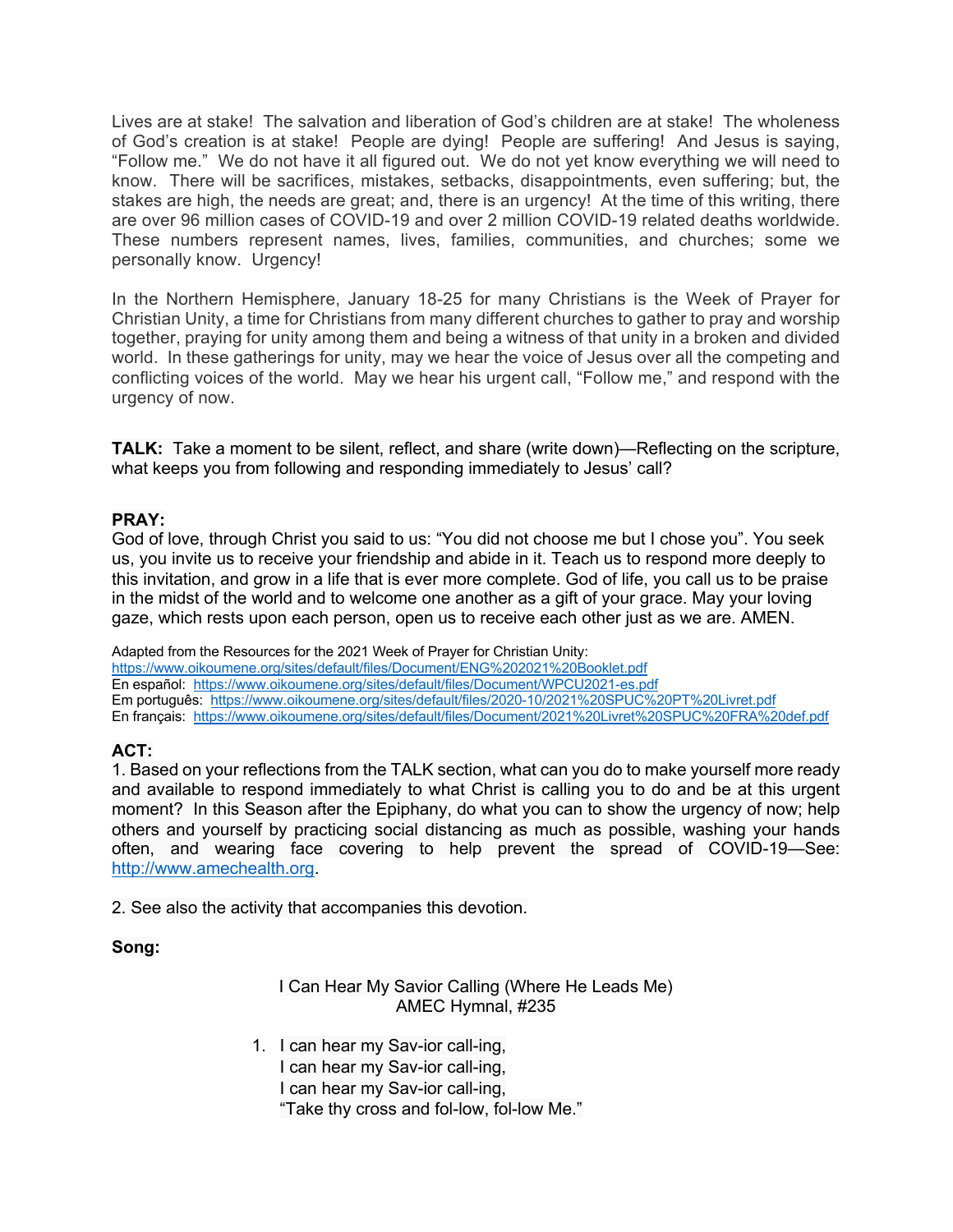Lives are at stake! The salvation and liberation of God's children are at stake! The wholeness of God's creation is at stake! People are dying! People are suffering! And Jesus is saying, "Follow me." We do not have it all figured out. We do not yet know everything we will need to know. There will be sacrifices, mistakes, setbacks, disappointments, even suffering; but, the stakes are high, the needs are great; and, there is an urgency! At the time of this writing, there are over 96 million cases of COVID-19 and over 2 million COVID-19 related deaths worldwide. These numbers represent names, lives, families, communities, and churches; some we personally know. Urgency!

In the Northern Hemisphere, January 18-25 for many Christians is the Week of Prayer for Christian Unity, a time for Christians from many different churches to gather to pray and worship together, praying for unity among them and being a witness of that unity in a broken and divided world. In these gatherings for unity, may we hear the voice of Jesus over all the competing and conflicting voices of the world. May we hear his urgent call, "Follow me," and respond with the urgency of now.

**TALK:** Take a moment to be silent, reflect, and share (write down)—Reflecting on the scripture, what keeps you from following and responding immediately to Jesus' call?

**PRAY:**
God of love, through Christ you said to us: "You did not choose me but I chose you". You seek us, you invite us to receive your friendship and abide in it. Teach us to respond more deeply to this invitation, and grow in a life that is ever more complete. God of life, you call us to be praise in the midst of the world and to welcome one another as a gift of your grace. May your loving gaze, which rests upon each person, open us to receive each other just as we are. AMEN.

Adapted from the Resources for the 2021 Week of Prayer for Christian Unity:
https://www.oikoumene.org/sites/default/files/Document/ENG%202021%20Booklet.pdf
En español: https://www.oikoumene.org/sites/default/files/Document/WPCU2021-es.pdf
Em português: https://www.oikoumene.org/sites/default/files/2020-10/2021%20SPUC%20PT%20Livret.pdf
En français: https://www.oikoumene.org/sites/default/files/Document/2021%20Livret%20SPUC%20FRA%20def.pdf

**ACT:**
1. Based on your reflections from the TALK section, what can you do to make yourself more ready and available to respond immediately to what Christ is calling you to do and be at this urgent moment? In this Season after the Epiphany, do what you can to show the urgency of now; help others and yourself by practicing social distancing as much as possible, washing your hands often, and wearing face covering to help prevent the spread of COVID-19—See: http://www.amechealth.org.

2. See also the activity that accompanies this devotion.

**Song:**

I Can Hear My Savior Calling (Where He Leads Me)
AMEC Hymnal, #235

1. I can hear my Sav-ior call-ing,
   I can hear my Sav-ior call-ing,
   I can hear my Sav-ior call-ing,
   "Take thy cross and fol-low, fol-low Me."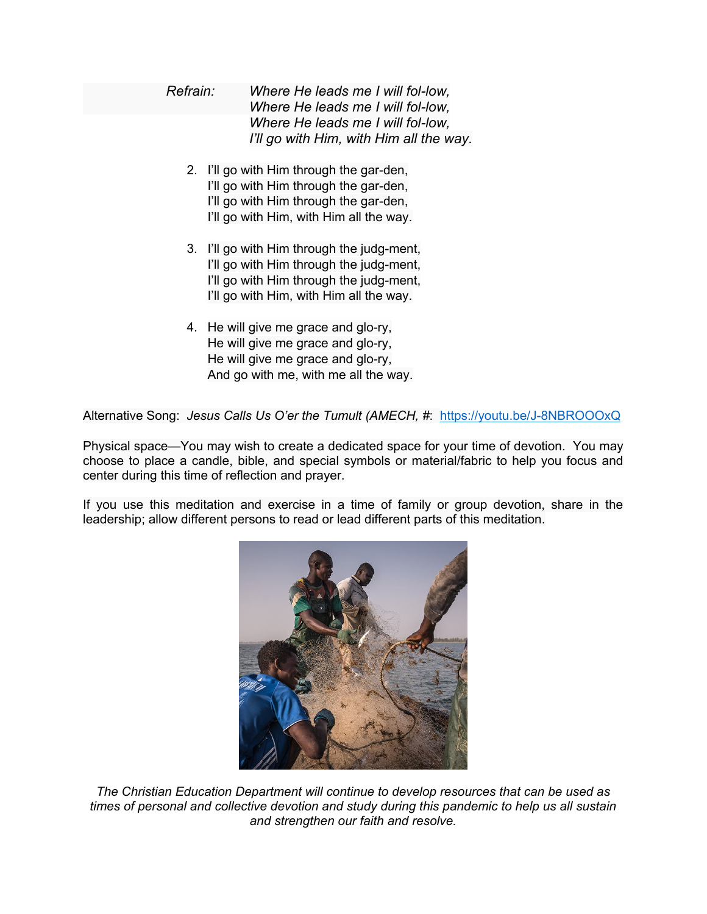*Refrain:* *Where He leads me I will fol-low,*
*Where He leads me I will fol-low,*
*Where He leads me I will fol-low,*
*I'll go with Him, with Him all the way.*

2. I'll go with Him through the gar-den,
   I'll go with Him through the gar-den,
   I'll go with Him through the gar-den,
   I'll go with Him, with Him all the way.

3. I'll go with Him through the judg-ment,
   I'll go with Him through the judg-ment,
   I'll go with Him through the judg-ment,
   I'll go with Him, with Him all the way.

4. He will give me grace and glo-ry,
   He will give me grace and glo-ry,
   He will give me grace and glo-ry,
   And go with me, with me all the way.

Alternative Song: *Jesus Calls Us O'er the Tumult (AMECH, #*: https://youtu.be/J-8NBROOOxQ

Physical space—You may wish to create a dedicated space for your time of devotion. You may choose to place a candle, bible, and special symbols or material/fabric to help you focus and center during this time of reflection and prayer.

If you use this meditation and exercise in a time of family or group devotion, share in the leadership; allow different persons to read or lead different parts of this meditation.

*The Christian Education Department will continue to develop resources that can be used as times of personal and collective devotion and study during this pandemic to help us all sustain and strengthen our faith and resolve.*